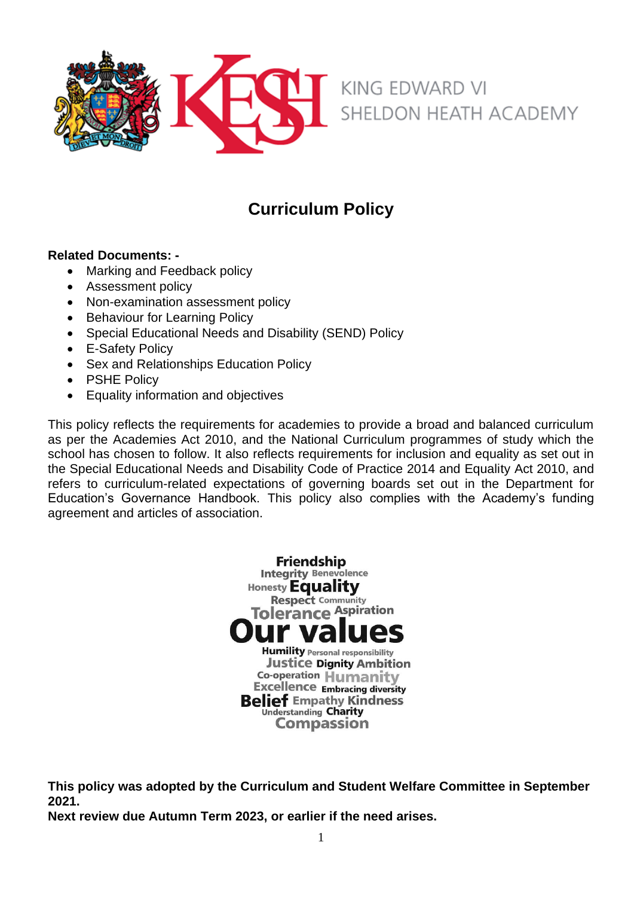KING EDWARD VI
SHELDON HEATH ACADEMY

# Curriculum Policy

**Related Documents: -**

- Marking and Feedback policy
- Assessment policy
- Non-examination assessment policy
- Behaviour for Learning Policy
- Special Educational Needs and Disability (SEND) Policy
- E-Safety Policy
- Sex and Relationships Education Policy
- PSHE Policy
- Equality information and objectives

This policy reflects the requirements for academies to provide a broad and balanced curriculum as per the Academies Act 2010, and the National Curriculum programmes of study which the school has chosen to follow. It also reflects requirements for inclusion and equality as set out in the Special Educational Needs and Disability Code of Practice 2014 and Equality Act 2010, and refers to curriculum-related expectations of governing boards set out in the Department for Education's Governance Handbook. This policy also complies with the Academy's funding agreement and articles of association.

Friendship
Integrity Benevolence
Honesty Equality
Respect Community
Tolerance Aspiration
**Our values**
Humility Personal responsibility
Justice Dignity Ambition
Co-operation Humanity
Excellence Embracing diversity
Belief Empathy Kindness
Understanding Charity
Compassion

**This policy was adopted by the Curriculum and Student Welfare Committee in September 2021.**
**Next review due Autumn Term 2023, or earlier if the need arises.**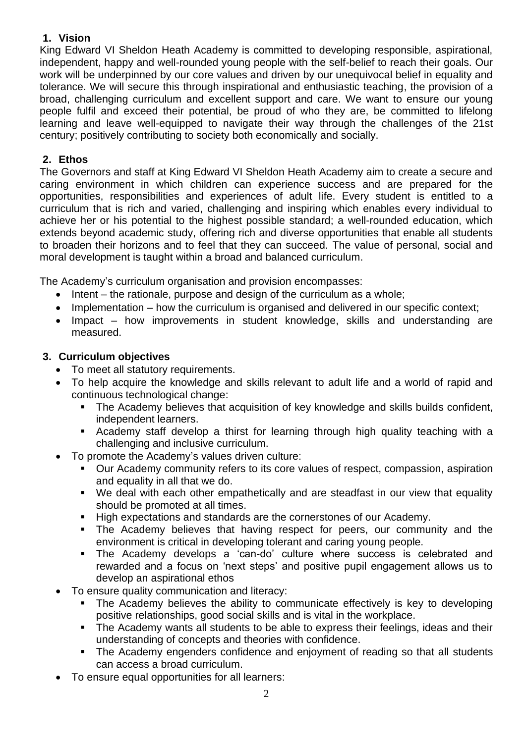## 1. Vision

King Edward VI Sheldon Heath Academy is committed to developing responsible, aspirational, independent, happy and well-rounded young people with the self-belief to reach their goals. Our work will be underpinned by our core values and driven by our unequivocal belief in equality and tolerance. We will secure this through inspirational and enthusiastic teaching, the provision of a broad, challenging curriculum and excellent support and care. We want to ensure our young people fulfil and exceed their potential, be proud of who they are, be committed to lifelong learning and leave well-equipped to navigate their way through the challenges of the 21st century; positively contributing to society both economically and socially.

## 2. Ethos

The Governors and staff at King Edward VI Sheldon Heath Academy aim to create a secure and caring environment in which children can experience success and are prepared for the opportunities, responsibilities and experiences of adult life. Every student is entitled to a curriculum that is rich and varied, challenging and inspiring which enables every individual to achieve her or his potential to the highest possible standard; a well-rounded education, which extends beyond academic study, offering rich and diverse opportunities that enable all students to broaden their horizons and to feel that they can succeed. The value of personal, social and moral development is taught within a broad and balanced curriculum.

The Academy's curriculum organisation and provision encompasses:

- Intent – the rationale, purpose and design of the curriculum as a whole;
- Implementation – how the curriculum is organised and delivered in our specific context;
- Impact – how improvements in student knowledge, skills and understanding are measured.

## 3. Curriculum objectives

- To meet all statutory requirements.
- To help acquire the knowledge and skills relevant to adult life and a world of rapid and continuous technological change:
  - The Academy believes that acquisition of key knowledge and skills builds confident, independent learners.
  - Academy staff develop a thirst for learning through high quality teaching with a challenging and inclusive curriculum.
- To promote the Academy's values driven culture:
  - Our Academy community refers to its core values of respect, compassion, aspiration and equality in all that we do.
  - We deal with each other empathetically and are steadfast in our view that equality should be promoted at all times.
  - High expectations and standards are the cornerstones of our Academy.
  - The Academy believes that having respect for peers, our community and the environment is critical in developing tolerant and caring young people.
  - The Academy develops a 'can-do' culture where success is celebrated and rewarded and a focus on 'next steps' and positive pupil engagement allows us to develop an aspirational ethos
- To ensure quality communication and literacy:
  - The Academy believes the ability to communicate effectively is key to developing positive relationships, good social skills and is vital in the workplace.
  - The Academy wants all students to be able to express their feelings, ideas and their understanding of concepts and theories with confidence.
  - The Academy engenders confidence and enjoyment of reading so that all students can access a broad curriculum.
- To ensure equal opportunities for all learners: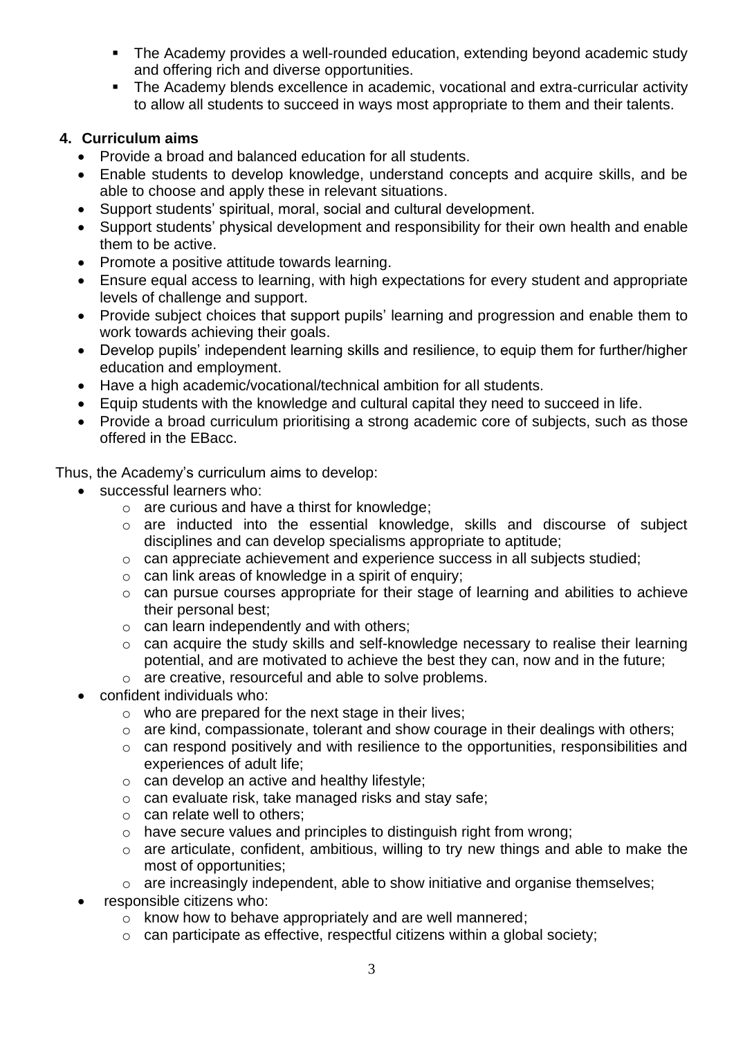- The Academy provides a well-rounded education, extending beyond academic study and offering rich and diverse opportunities.
- The Academy blends excellence in academic, vocational and extra-curricular activity to allow all students to succeed in ways most appropriate to them and their talents.

## 4. Curriculum aims

- Provide a broad and balanced education for all students.
- Enable students to develop knowledge, understand concepts and acquire skills, and be able to choose and apply these in relevant situations.
- Support students' spiritual, moral, social and cultural development.
- Support students' physical development and responsibility for their own health and enable them to be active.
- Promote a positive attitude towards learning.
- Ensure equal access to learning, with high expectations for every student and appropriate levels of challenge and support.
- Provide subject choices that support pupils' learning and progression and enable them to work towards achieving their goals.
- Develop pupils' independent learning skills and resilience, to equip them for further/higher education and employment.
- Have a high academic/vocational/technical ambition for all students.
- Equip students with the knowledge and cultural capital they need to succeed in life.
- Provide a broad curriculum prioritising a strong academic core of subjects, such as those offered in the EBacc.

Thus, the Academy's curriculum aims to develop:

- successful learners who:
  - are curious and have a thirst for knowledge;
  - are inducted into the essential knowledge, skills and discourse of subject disciplines and can develop specialisms appropriate to aptitude;
  - can appreciate achievement and experience success in all subjects studied;
  - can link areas of knowledge in a spirit of enquiry;
  - can pursue courses appropriate for their stage of learning and abilities to achieve their personal best;
  - can learn independently and with others;
  - can acquire the study skills and self-knowledge necessary to realise their learning potential, and are motivated to achieve the best they can, now and in the future;
  - are creative, resourceful and able to solve problems.
- confident individuals who:
  - who are prepared for the next stage in their lives;
  - are kind, compassionate, tolerant and show courage in their dealings with others;
  - can respond positively and with resilience to the opportunities, responsibilities and experiences of adult life;
  - can develop an active and healthy lifestyle;
  - can evaluate risk, take managed risks and stay safe;
  - can relate well to others;
  - have secure values and principles to distinguish right from wrong;
  - are articulate, confident, ambitious, willing to try new things and able to make the most of opportunities;
  - are increasingly independent, able to show initiative and organise themselves;
- responsible citizens who:
  - know how to behave appropriately and are well mannered;
  - can participate as effective, respectful citizens within a global society;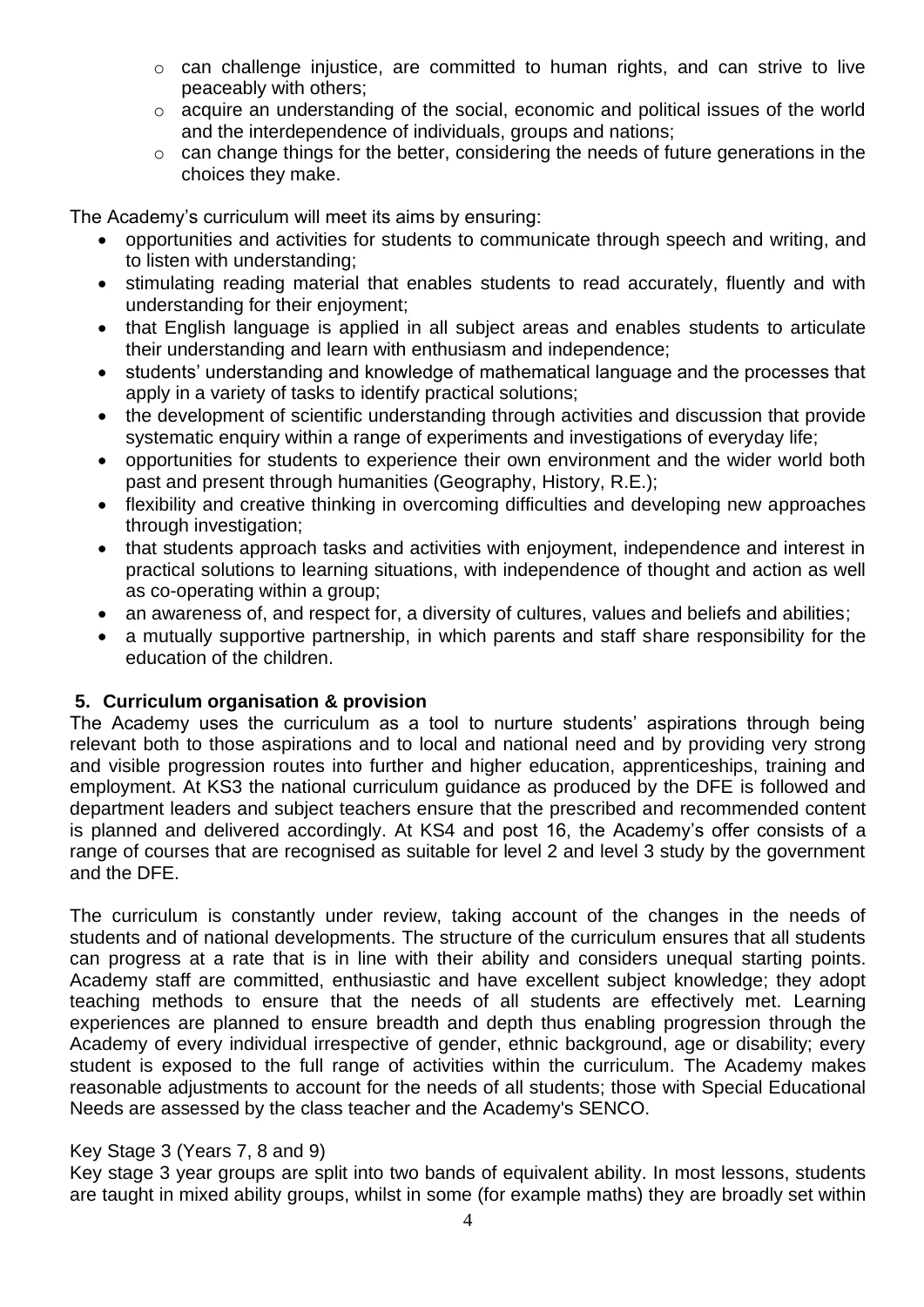- can challenge injustice, are committed to human rights, and can strive to live peaceably with others;
  - acquire an understanding of the social, economic and political issues of the world and the interdependence of individuals, groups and nations;
  - can change things for the better, considering the needs of future generations in the choices they make.

The Academy's curriculum will meet its aims by ensuring:

- opportunities and activities for students to communicate through speech and writing, and to listen with understanding;
- stimulating reading material that enables students to read accurately, fluently and with understanding for their enjoyment;
- that English language is applied in all subject areas and enables students to articulate their understanding and learn with enthusiasm and independence;
- students' understanding and knowledge of mathematical language and the processes that apply in a variety of tasks to identify practical solutions;
- the development of scientific understanding through activities and discussion that provide systematic enquiry within a range of experiments and investigations of everyday life;
- opportunities for students to experience their own environment and the wider world both past and present through humanities (Geography, History, R.E.);
- flexibility and creative thinking in overcoming difficulties and developing new approaches through investigation;
- that students approach tasks and activities with enjoyment, independence and interest in practical solutions to learning situations, with independence of thought and action as well as co-operating within a group;
- an awareness of, and respect for, a diversity of cultures, values and beliefs and abilities;
- a mutually supportive partnership, in which parents and staff share responsibility for the education of the children.

## 5. Curriculum organisation & provision

The Academy uses the curriculum as a tool to nurture students' aspirations through being relevant both to those aspirations and to local and national need and by providing very strong and visible progression routes into further and higher education, apprenticeships, training and employment. At KS3 the national curriculum guidance as produced by the DFE is followed and department leaders and subject teachers ensure that the prescribed and recommended content is planned and delivered accordingly. At KS4 and post 16, the Academy's offer consists of a range of courses that are recognised as suitable for level 2 and level 3 study by the government and the DFE.

The curriculum is constantly under review, taking account of the changes in the needs of students and of national developments. The structure of the curriculum ensures that all students can progress at a rate that is in line with their ability and considers unequal starting points. Academy staff are committed, enthusiastic and have excellent subject knowledge; they adopt teaching methods to ensure that the needs of all students are effectively met. Learning experiences are planned to ensure breadth and depth thus enabling progression through the Academy of every individual irrespective of gender, ethnic background, age or disability; every student is exposed to the full range of activities within the curriculum. The Academy makes reasonable adjustments to account for the needs of all students; those with Special Educational Needs are assessed by the class teacher and the Academy's SENCO.

Key Stage 3 (Years 7, 8 and 9)

Key stage 3 year groups are split into two bands of equivalent ability. In most lessons, students are taught in mixed ability groups, whilst in some (for example maths) they are broadly set within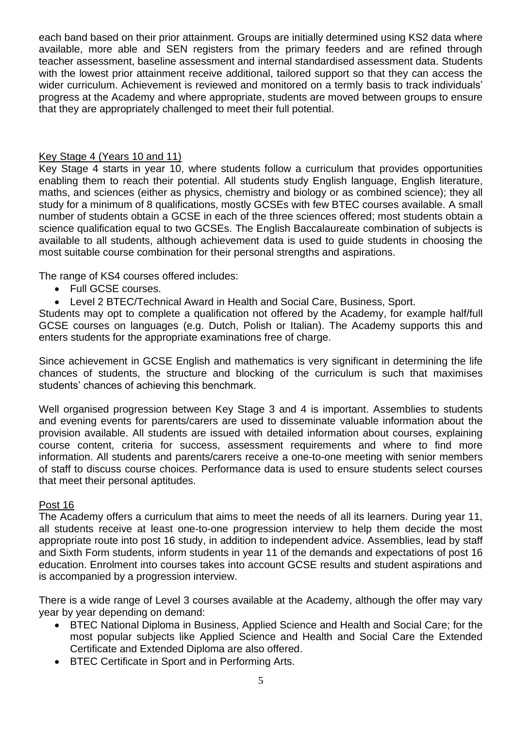each band based on their prior attainment. Groups are initially determined using KS2 data where available, more able and SEN registers from the primary feeders and are refined through teacher assessment, baseline assessment and internal standardised assessment data. Students with the lowest prior attainment receive additional, tailored support so that they can access the wider curriculum. Achievement is reviewed and monitored on a termly basis to track individuals' progress at the Academy and where appropriate, students are moved between groups to ensure that they are appropriately challenged to meet their full potential.

## Key Stage 4 (Years 10 and 11)

Key Stage 4 starts in year 10, where students follow a curriculum that provides opportunities enabling them to reach their potential. All students study English language, English literature, maths, and sciences (either as physics, chemistry and biology or as combined science); they all study for a minimum of 8 qualifications, mostly GCSEs with few BTEC courses available. A small number of students obtain a GCSE in each of the three sciences offered; most students obtain a science qualification equal to two GCSEs. The English Baccalaureate combination of subjects is available to all students, although achievement data is used to guide students in choosing the most suitable course combination for their personal strengths and aspirations.

The range of KS4 courses offered includes:

- Full GCSE courses.
- Level 2 BTEC/Technical Award in Health and Social Care, Business, Sport.

Students may opt to complete a qualification not offered by the Academy, for example half/full GCSE courses on languages (e.g. Dutch, Polish or Italian). The Academy supports this and enters students for the appropriate examinations free of charge.

Since achievement in GCSE English and mathematics is very significant in determining the life chances of students, the structure and blocking of the curriculum is such that maximises students' chances of achieving this benchmark.

Well organised progression between Key Stage 3 and 4 is important. Assemblies to students and evening events for parents/carers are used to disseminate valuable information about the provision available. All students are issued with detailed information about courses, explaining course content, criteria for success, assessment requirements and where to find more information. All students and parents/carers receive a one-to-one meeting with senior members of staff to discuss course choices. Performance data is used to ensure students select courses that meet their personal aptitudes.

## Post 16

The Academy offers a curriculum that aims to meet the needs of all its learners. During year 11, all students receive at least one-to-one progression interview to help them decide the most appropriate route into post 16 study, in addition to independent advice. Assemblies, lead by staff and Sixth Form students, inform students in year 11 of the demands and expectations of post 16 education. Enrolment into courses takes into account GCSE results and student aspirations and is accompanied by a progression interview.

There is a wide range of Level 3 courses available at the Academy, although the offer may vary year by year depending on demand:

- BTEC National Diploma in Business, Applied Science and Health and Social Care; for the most popular subjects like Applied Science and Health and Social Care the Extended Certificate and Extended Diploma are also offered.
- BTEC Certificate in Sport and in Performing Arts.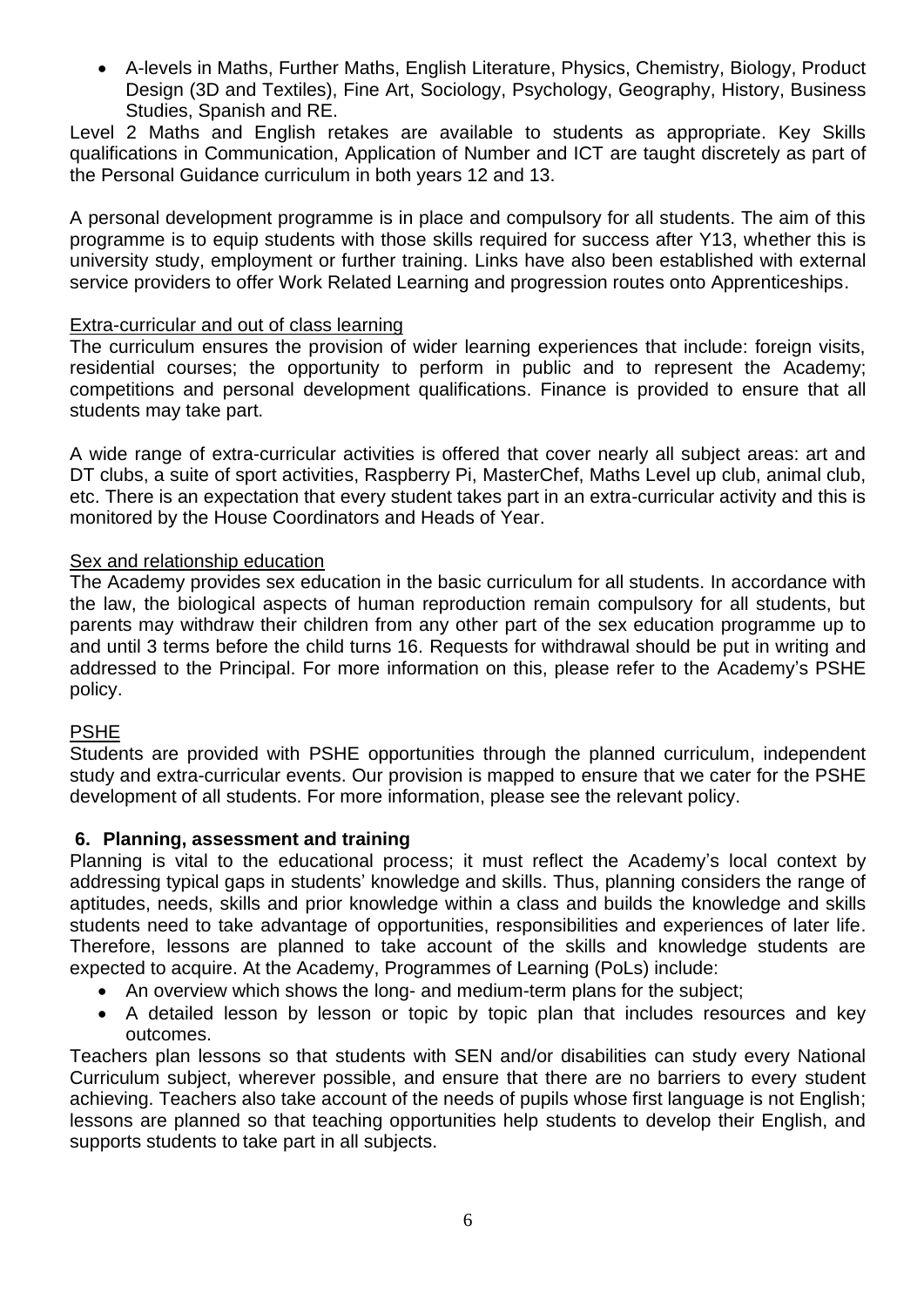- A-levels in Maths, Further Maths, English Literature, Physics, Chemistry, Biology, Product Design (3D and Textiles), Fine Art, Sociology, Psychology, Geography, History, Business Studies, Spanish and RE.

Level 2 Maths and English retakes are available to students as appropriate. Key Skills qualifications in Communication, Application of Number and ICT are taught discretely as part of the Personal Guidance curriculum in both years 12 and 13.

A personal development programme is in place and compulsory for all students. The aim of this programme is to equip students with those skills required for success after Y13, whether this is university study, employment or further training. Links have also been established with external service providers to offer Work Related Learning and progression routes onto Apprenticeships.

Extra-curricular and out of class learning

The curriculum ensures the provision of wider learning experiences that include: foreign visits, residential courses; the opportunity to perform in public and to represent the Academy; competitions and personal development qualifications. Finance is provided to ensure that all students may take part.

A wide range of extra-curricular activities is offered that cover nearly all subject areas: art and DT clubs, a suite of sport activities, Raspberry Pi, MasterChef, Maths Level up club, animal club, etc. There is an expectation that every student takes part in an extra-curricular activity and this is monitored by the House Coordinators and Heads of Year.

Sex and relationship education

The Academy provides sex education in the basic curriculum for all students. In accordance with the law, the biological aspects of human reproduction remain compulsory for all students, but parents may withdraw their children from any other part of the sex education programme up to and until 3 terms before the child turns 16. Requests for withdrawal should be put in writing and addressed to the Principal. For more information on this, please refer to the Academy's PSHE policy.

PSHE

Students are provided with PSHE opportunities through the planned curriculum, independent study and extra-curricular events. Our provision is mapped to ensure that we cater for the PSHE development of all students. For more information, please see the relevant policy.

## 6. Planning, assessment and training

Planning is vital to the educational process; it must reflect the Academy's local context by addressing typical gaps in students' knowledge and skills. Thus, planning considers the range of aptitudes, needs, skills and prior knowledge within a class and builds the knowledge and skills students need to take advantage of opportunities, responsibilities and experiences of later life. Therefore, lessons are planned to take account of the skills and knowledge students are expected to acquire. At the Academy, Programmes of Learning (PoLs) include:

- An overview which shows the long- and medium-term plans for the subject;
- A detailed lesson by lesson or topic by topic plan that includes resources and key outcomes.

Teachers plan lessons so that students with SEN and/or disabilities can study every National Curriculum subject, wherever possible, and ensure that there are no barriers to every student achieving. Teachers also take account of the needs of pupils whose first language is not English; lessons are planned so that teaching opportunities help students to develop their English, and supports students to take part in all subjects.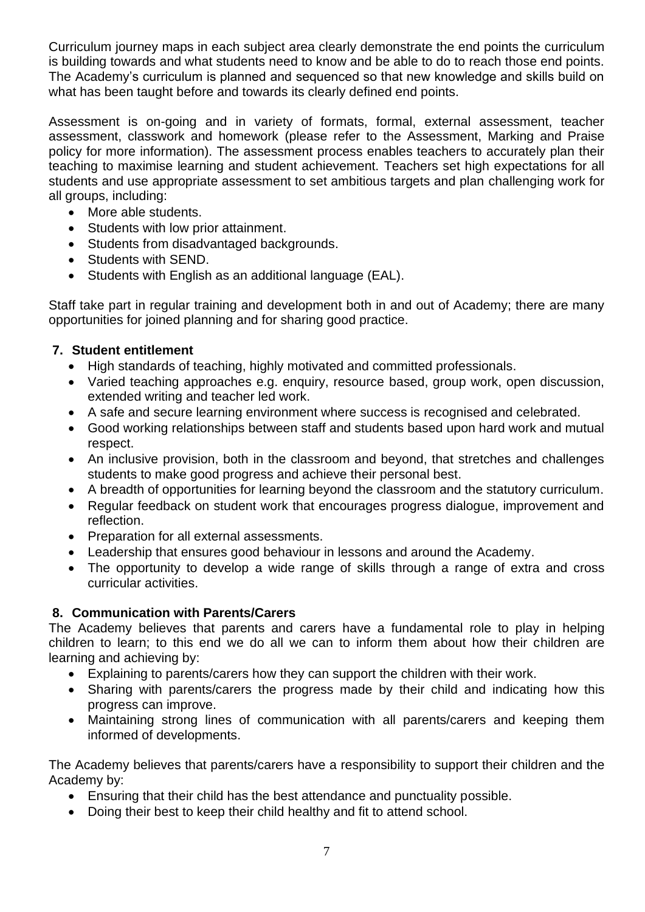Curriculum journey maps in each subject area clearly demonstrate the end points the curriculum is building towards and what students need to know and be able to do to reach those end points. The Academy's curriculum is planned and sequenced so that new knowledge and skills build on what has been taught before and towards its clearly defined end points.

Assessment is on-going and in variety of formats, formal, external assessment, teacher assessment, classwork and homework (please refer to the Assessment, Marking and Praise policy for more information). The assessment process enables teachers to accurately plan their teaching to maximise learning and student achievement. Teachers set high expectations for all students and use appropriate assessment to set ambitious targets and plan challenging work for all groups, including:

- More able students.
- Students with low prior attainment.
- Students from disadvantaged backgrounds.
- Students with SEND.
- Students with English as an additional language (EAL).

Staff take part in regular training and development both in and out of Academy; there are many opportunities for joined planning and for sharing good practice.

## 7. Student entitlement

- High standards of teaching, highly motivated and committed professionals.
- Varied teaching approaches e.g. enquiry, resource based, group work, open discussion, extended writing and teacher led work.
- A safe and secure learning environment where success is recognised and celebrated.
- Good working relationships between staff and students based upon hard work and mutual respect.
- An inclusive provision, both in the classroom and beyond, that stretches and challenges students to make good progress and achieve their personal best.
- A breadth of opportunities for learning beyond the classroom and the statutory curriculum.
- Regular feedback on student work that encourages progress dialogue, improvement and reflection.
- Preparation for all external assessments.
- Leadership that ensures good behaviour in lessons and around the Academy.
- The opportunity to develop a wide range of skills through a range of extra and cross curricular activities.

## 8. Communication with Parents/Carers

The Academy believes that parents and carers have a fundamental role to play in helping children to learn; to this end we do all we can to inform them about how their children are learning and achieving by:

- Explaining to parents/carers how they can support the children with their work.
- Sharing with parents/carers the progress made by their child and indicating how this progress can improve.
- Maintaining strong lines of communication with all parents/carers and keeping them informed of developments.

The Academy believes that parents/carers have a responsibility to support their children and the Academy by:

- Ensuring that their child has the best attendance and punctuality possible.
- Doing their best to keep their child healthy and fit to attend school.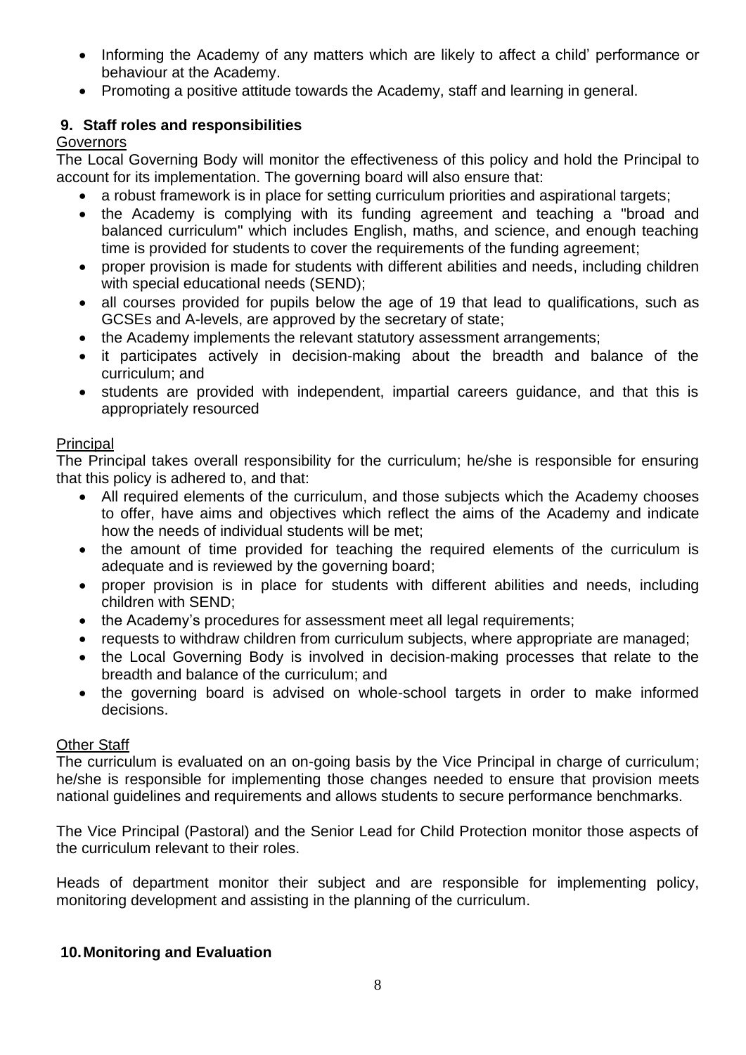- Informing the Academy of any matters which are likely to affect a child' performance or behaviour at the Academy.
- Promoting a positive attitude towards the Academy, staff and learning in general.

## 9. Staff roles and responsibilities

Governors

The Local Governing Body will monitor the effectiveness of this policy and hold the Principal to account for its implementation. The governing board will also ensure that:

- a robust framework is in place for setting curriculum priorities and aspirational targets;
- the Academy is complying with its funding agreement and teaching a "broad and balanced curriculum" which includes English, maths, and science, and enough teaching time is provided for students to cover the requirements of the funding agreement;
- proper provision is made for students with different abilities and needs, including children with special educational needs (SEND);
- all courses provided for pupils below the age of 19 that lead to qualifications, such as GCSEs and A-levels, are approved by the secretary of state;
- the Academy implements the relevant statutory assessment arrangements;
- it participates actively in decision-making about the breadth and balance of the curriculum; and
- students are provided with independent, impartial careers guidance, and that this is appropriately resourced

Principal

The Principal takes overall responsibility for the curriculum; he/she is responsible for ensuring that this policy is adhered to, and that:

- All required elements of the curriculum, and those subjects which the Academy chooses to offer, have aims and objectives which reflect the aims of the Academy and indicate how the needs of individual students will be met;
- the amount of time provided for teaching the required elements of the curriculum is adequate and is reviewed by the governing board;
- proper provision is in place for students with different abilities and needs, including children with SEND;
- the Academy's procedures for assessment meet all legal requirements;
- requests to withdraw children from curriculum subjects, where appropriate are managed;
- the Local Governing Body is involved in decision-making processes that relate to the breadth and balance of the curriculum; and
- the governing board is advised on whole-school targets in order to make informed decisions.

Other Staff

The curriculum is evaluated on an on-going basis by the Vice Principal in charge of curriculum; he/she is responsible for implementing those changes needed to ensure that provision meets national guidelines and requirements and allows students to secure performance benchmarks.

The Vice Principal (Pastoral) and the Senior Lead for Child Protection monitor those aspects of the curriculum relevant to their roles.

Heads of department monitor their subject and are responsible for implementing policy, monitoring development and assisting in the planning of the curriculum.

## 10. Monitoring and Evaluation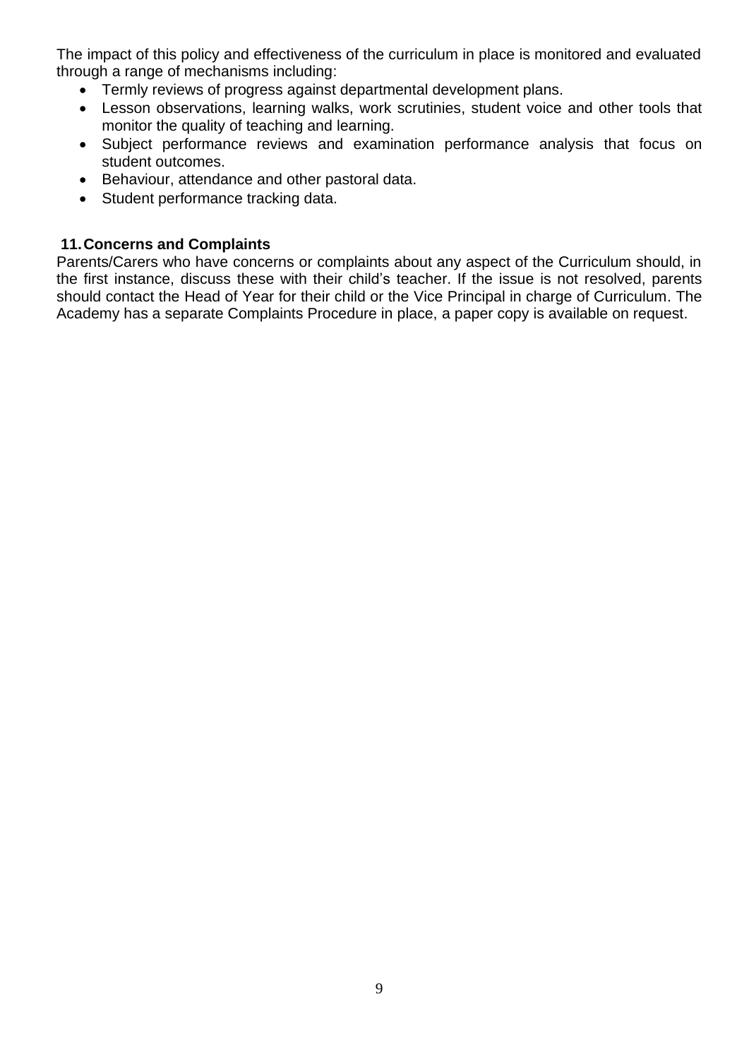The impact of this policy and effectiveness of the curriculum in place is monitored and evaluated through a range of mechanisms including:

- Termly reviews of progress against departmental development plans.
- Lesson observations, learning walks, work scrutinies, student voice and other tools that monitor the quality of teaching and learning.
- Subject performance reviews and examination performance analysis that focus on student outcomes.
- Behaviour, attendance and other pastoral data.
- Student performance tracking data.

## 11. Concerns and Complaints

Parents/Carers who have concerns or complaints about any aspect of the Curriculum should, in the first instance, discuss these with their child's teacher. If the issue is not resolved, parents should contact the Head of Year for their child or the Vice Principal in charge of Curriculum. The Academy has a separate Complaints Procedure in place, a paper copy is available on request.